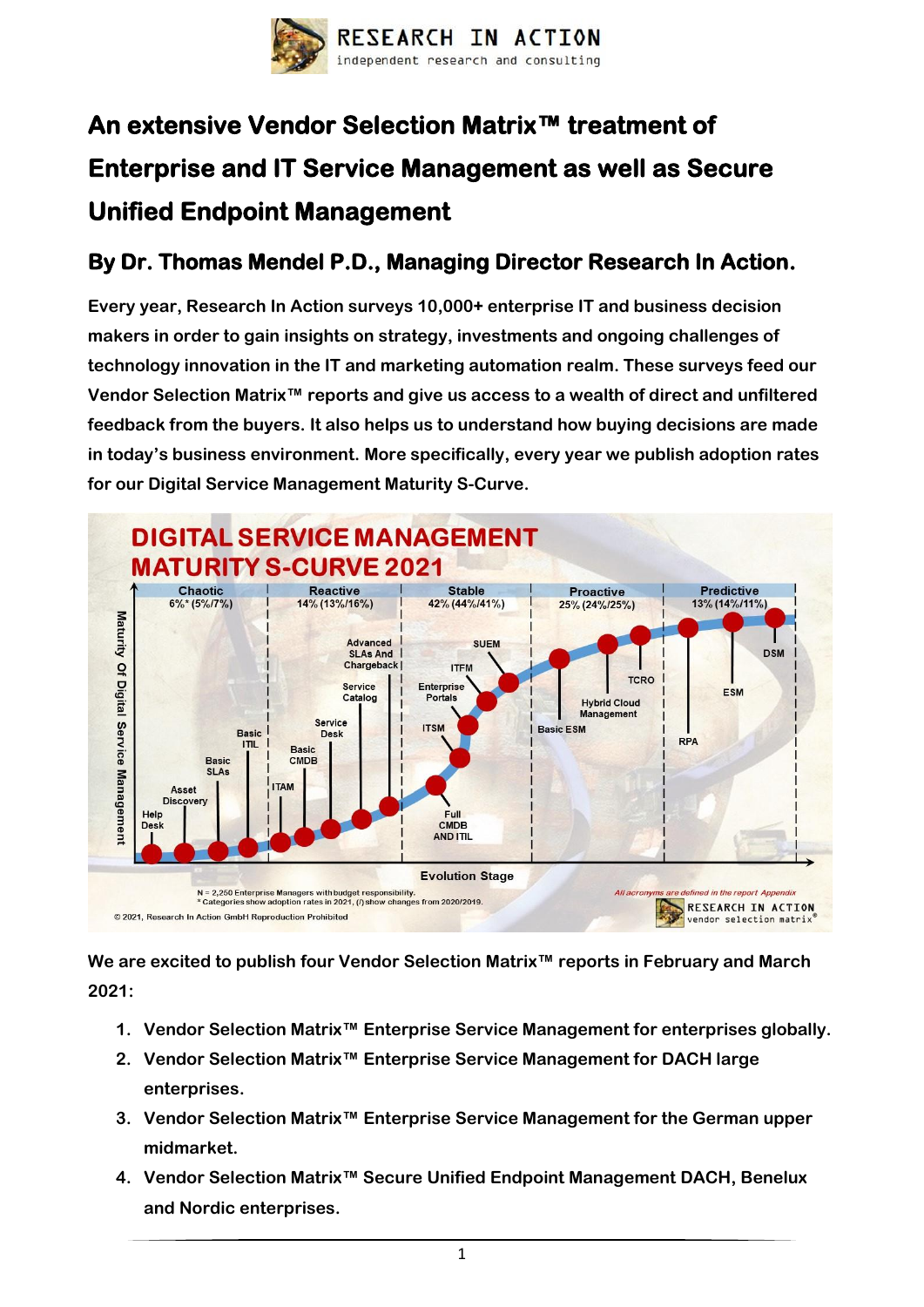# An extensive Vendor Selection Matrix™ treatment of Enterprise and IT Service Management as well as Secure Unified Endpoint Management

## By Dr. Thomas Mendel P.D., Managing Director Research In Action.

**Every year, Research In Action surveys 10,000+ enterprise IT and business decision makers in order to gain insights on strategy, investments and ongoing challenges of technology innovation in the IT and marketing automation realm. These surveys feed our Vendor Selection Matrix™ reports and give us access to a wealth of direct and unfiltered feedback from the buyers. It also helps us to understand how buying decisions are made in today's business environment. More specifically, every year we publish adoption rates for our Digital Service Management Maturity S-Curve.**

**DIGITAL SERVICE MANAGEMENT MATURITY S-CURVE 2021**

| Chaotic | Reactive | Stable | Proactive | Predictive |
|---|---|---|---|---|
| 6%* (5%/7%) | 14% (13%/16%) | 42% (44%/41%) | 25% (24%/25%) | 13% (14%/11%) |

- Chaotic: Help Desk, Asset Discovery, Basic SLAs, Basic ITIL
- Reactive: ITAM, Basic CMDB, Service Desk, Service Catalog, Advanced SLAs And Chargeback
- Stable: Full CMDB AND ITIL, ITSM, Enterprise Portals, ITFM, SUEM
- Proactive: Basic ESM, Hybrid Cloud Management, TCRO
- Predictive: RPA, ESM, DSM

Y-axis: Maturity Of Digital Service Management. X-axis: Evolution Stage.

N = 2,250 Enterprise Managers with budget responsibility.
* Categories show adoption rates in 2021, (/) show changes from 2020/2019.
*All acronyms are defined in the report Appendix*
© 2021, Research In Action GmbH Reproduction Prohibited

**We are excited to publish four Vendor Selection Matrix™ reports in February and March 2021:**

1. **Vendor Selection Matrix™ Enterprise Service Management for enterprises globally.**
2. **Vendor Selection Matrix™ Enterprise Service Management for DACH large enterprises.**
3. **Vendor Selection Matrix™ Enterprise Service Management for the German upper midmarket.**
4. **Vendor Selection Matrix™ Secure Unified Endpoint Management DACH, Benelux and Nordic enterprises.**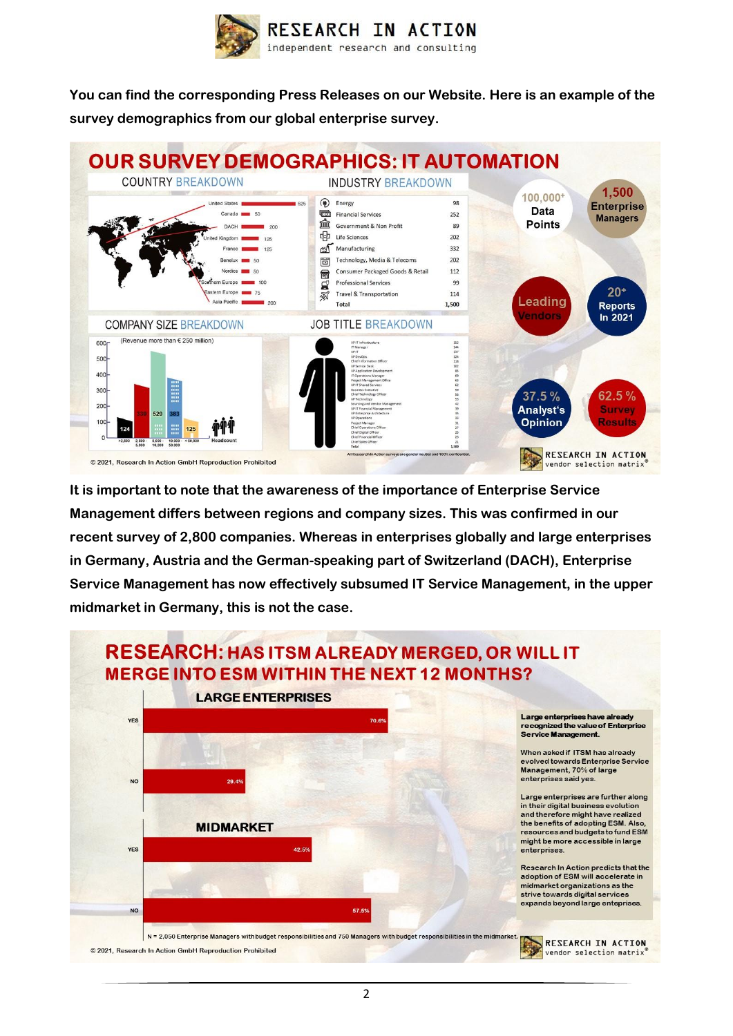You can find the corresponding Press Releases on our Website. Here is an example of the survey demographics from our global enterprise survey.

## OUR SURVEY DEMOGRAPHICS: IT AUTOMATION

**COUNTRY BREAKDOWN**

| Country | Count |
|---|---|
| United States | 525 |
| Canada | 50 |
| DACH | 200 |
| United Kingdom | 125 |
| France | 125 |
| Benelux | 50 |
| Nordics | 50 |
| Southern Europe | 100 |
| Eastern Europe | 75 |
| Asia Pacific | 200 |

**INDUSTRY BREAKDOWN**

| Industry | Count |
|---|---|
| Energy | 98 |
| Financial Services | 252 |
| Government & Non Profit | 89 |
| Life Sciences | 202 |
| Manufacturing | 332 |
| Technology, Media & Telecoms | 202 |
| Consumer Packaged Goods & Retail | 112 |
| Professional Services | 99 |
| Travel & Transportation | 114 |
| Total | 1,500 |

**COMPANY SIZE BREAKDOWN** (Revenue more than € 250 million)

| Headcount | Count |
|---|---|
| >2,500 | 124 |
| 2,500 - 5,000 | 338 |
| 5,000 - 10,000 | 529 |
| 10,000 - 50,000 | 383 |
| < 50,000 | 125 |

**JOB TITLE BREAKDOWN**

All Research In Action surveys are gender neutral and 100% confidential.

100,000+ Data Points

1,500 Enterprise Managers

Leading Vendors

20+ Reports In 2021

37.5 % Analyst's Opinion

62.5 % Survey Results

© 2021, Research In Action GmbH Reproduction Prohibited

It is important to note that the awareness of the importance of Enterprise Service Management differs between regions and company sizes. This was confirmed in our recent survey of 2,800 companies. Whereas in enterprises globally and large enterprises in Germany, Austria and the German-speaking part of Switzerland (DACH), Enterprise Service Management has now effectively subsumed IT Service Management, in the upper midmarket in Germany, this is not the case.

## RESEARCH: HAS ITSM ALREADY MERGED, OR WILL IT MERGE INTO ESM WITHIN THE NEXT 12 MONTHS?

**LARGE ENTERPRISES**

| | |
|---|---|
| YES | 70.6% |
| NO | 29.4% |

**MIDMARKET**

| | |
|---|---|
| YES | 42.5% |
| NO | 57.5% |

**Large enterprises have already recognized the value of Enterprise Service Management.**

When asked if ITSM has already evolved towards Enterprise Service Management, 70% of large enterprises said yes.

Large enterprises are further along in their digital business evolution and therefore might have realized the benefits of adopting ESM. Also, resources and budgets to fund ESM might be more accessible in large enterprises.

Research In Action predicts that the adoption of ESM will accelerate in midmarket organizations as the strive towards digital services expands beyond large enterprises.

N = 2,050 Enterprise Managers with budget responsibilities and 750 Managers with budget responsibilities in the midmarket.

© 2021, Research In Action GmbH Reproduction Prohibited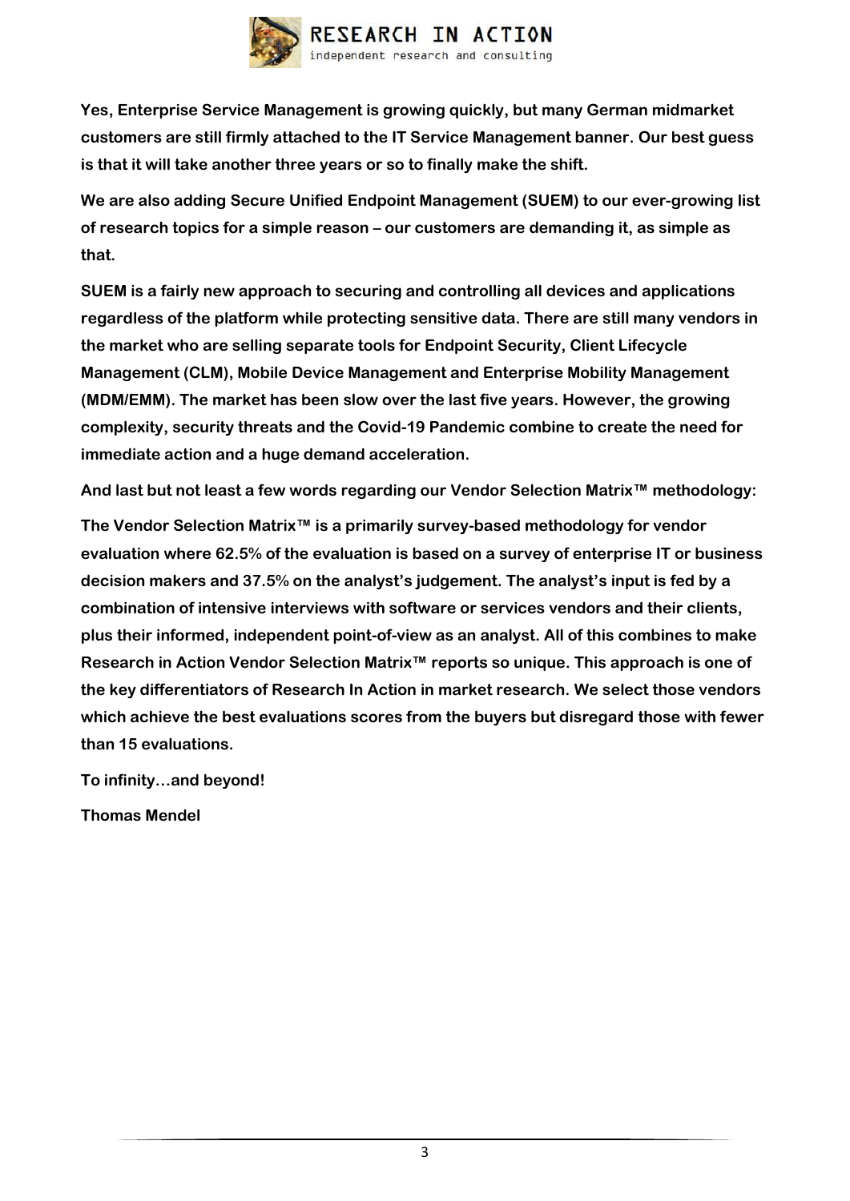**Yes, Enterprise Service Management is growing quickly, but many German midmarket customers are still firmly attached to the IT Service Management banner. Our best guess is that it will take another three years or so to finally make the shift.**

**We are also adding Secure Unified Endpoint Management (SUEM) to our ever-growing list of research topics for a simple reason – our customers are demanding it, as simple as that.**

**SUEM is a fairly new approach to securing and controlling all devices and applications regardless of the platform while protecting sensitive data. There are still many vendors in the market who are selling separate tools for Endpoint Security, Client Lifecycle Management (CLM), Mobile Device Management and Enterprise Mobility Management (MDM/EMM). The market has been slow over the last five years. However, the growing complexity, security threats and the Covid-19 Pandemic combine to create the need for immediate action and a huge demand acceleration.**

**And last but not least a few words regarding our Vendor Selection Matrix™ methodology:**

**The Vendor Selection Matrix™ is a primarily survey-based methodology for vendor evaluation where 62.5% of the evaluation is based on a survey of enterprise IT or business decision makers and 37.5% on the analyst's judgement. The analyst's input is fed by a combination of intensive interviews with software or services vendors and their clients, plus their informed, independent point-of-view as an analyst. All of this combines to make Research in Action Vendor Selection Matrix™ reports so unique. This approach is one of the key differentiators of Research In Action in market research. We select those vendors which achieve the best evaluations scores from the buyers but disregard those with fewer than 15 evaluations.**

**To infinity…and beyond!**

**Thomas Mendel**